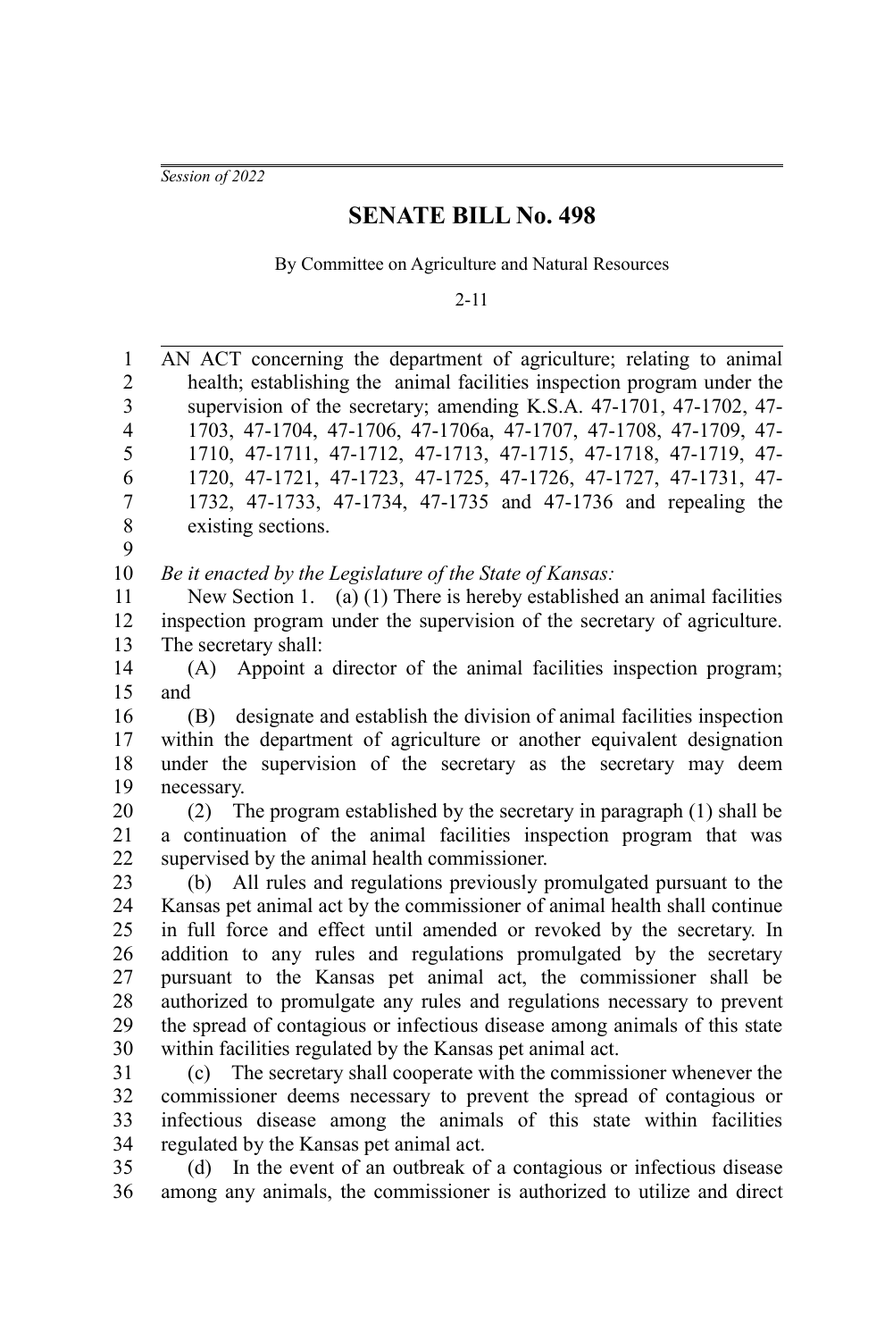*Session of 2022*

# SENATE BILL No. 498

By Committee on Agriculture and Natural Resources

2-11

AN ACT concerning the department of agriculture; relating to animal health; establishing the animal facilities inspection program under the supervision of the secretary; amending K.S.A. 47-1701, 47-1702, 47-1703, 47-1704, 47-1706, 47-1706a, 47-1707, 47-1708, 47-1709, 47-1710, 47-1711, 47-1712, 47-1713, 47-1715, 47-1718, 47-1719, 47-1720, 47-1721, 47-1723, 47-1725, 47-1726, 47-1727, 47-1731, 47-1732, 47-1733, 47-1734, 47-1735 and 47-1736 and repealing the existing sections.

*Be it enacted by the Legislature of the State of Kansas:*

New Section 1. (a) (1) There is hereby established an animal facilities inspection program under the supervision of the secretary of agriculture. The secretary shall:

(A) Appoint a director of the animal facilities inspection program; and

(B) designate and establish the division of animal facilities inspection within the department of agriculture or another equivalent designation under the supervision of the secretary as the secretary may deem necessary.

(2) The program established by the secretary in paragraph (1) shall be a continuation of the animal facilities inspection program that was supervised by the animal health commissioner.

(b) All rules and regulations previously promulgated pursuant to the Kansas pet animal act by the commissioner of animal health shall continue in full force and effect until amended or revoked by the secretary. In addition to any rules and regulations promulgated by the secretary pursuant to the Kansas pet animal act, the commissioner shall be authorized to promulgate any rules and regulations necessary to prevent the spread of contagious or infectious disease among animals of this state within facilities regulated by the Kansas pet animal act.

(c) The secretary shall cooperate with the commissioner whenever the commissioner deems necessary to prevent the spread of contagious or infectious disease among the animals of this state within facilities regulated by the Kansas pet animal act.

(d) In the event of an outbreak of a contagious or infectious disease among any animals, the commissioner is authorized to utilize and direct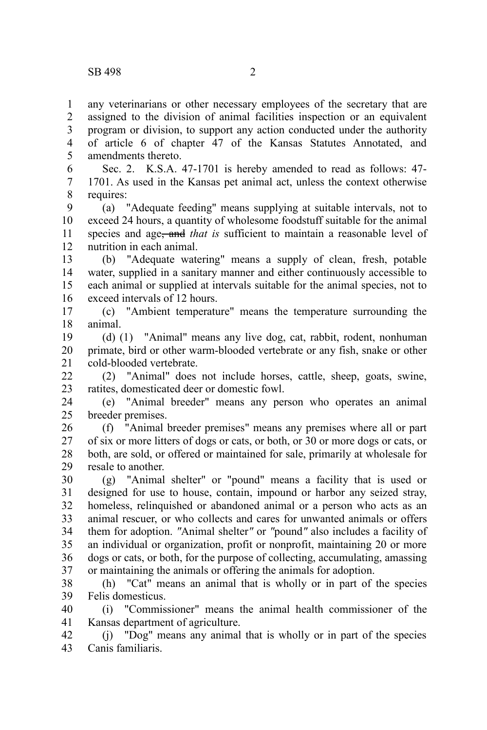any veterinarians or other necessary employees of the secretary that are assigned to the division of animal facilities inspection or an equivalent program or division, to support any action conducted under the authority of article 6 of chapter 47 of the Kansas Statutes Annotated, and amendments thereto.

Sec. 2. K.S.A. 47-1701 is hereby amended to read as follows: 47-1701. As used in the Kansas pet animal act, unless the context otherwise requires:

(a) "Adequate feeding" means supplying at suitable intervals, not to exceed 24 hours, a quantity of wholesome foodstuff suitable for the animal species and age~~, and~~ *that is* sufficient to maintain a reasonable level of nutrition in each animal.

(b) "Adequate watering" means a supply of clean, fresh, potable water, supplied in a sanitary manner and either continuously accessible to each animal or supplied at intervals suitable for the animal species, not to exceed intervals of 12 hours.

(c) "Ambient temperature" means the temperature surrounding the animal.

(d) (1) "Animal" means any live dog, cat, rabbit, rodent, nonhuman primate, bird or other warm-blooded vertebrate or any fish, snake or other cold-blooded vertebrate.

(2) "Animal" does not include horses, cattle, sheep, goats, swine, ratites, domesticated deer or domestic fowl.

(e) "Animal breeder" means any person who operates an animal breeder premises.

(f) "Animal breeder premises" means any premises where all or part of six or more litters of dogs or cats, or both, or 30 or more dogs or cats, or both, are sold, or offered or maintained for sale, primarily at wholesale for resale to another.

(g) "Animal shelter" or "pound" means a facility that is used or designed for use to house, contain, impound or harbor any seized stray, homeless, relinquished or abandoned animal or a person who acts as an animal rescuer, or who collects and cares for unwanted animals or offers them for adoption. "Animal shelter" or "pound" also includes a facility of an individual or organization, profit or nonprofit, maintaining 20 or more dogs or cats, or both, for the purpose of collecting, accumulating, amassing or maintaining the animals or offering the animals for adoption.

(h) "Cat" means an animal that is wholly or in part of the species Felis domesticus.

(i) "Commissioner" means the animal health commissioner of the Kansas department of agriculture.

(j) "Dog" means any animal that is wholly or in part of the species Canis familiaris.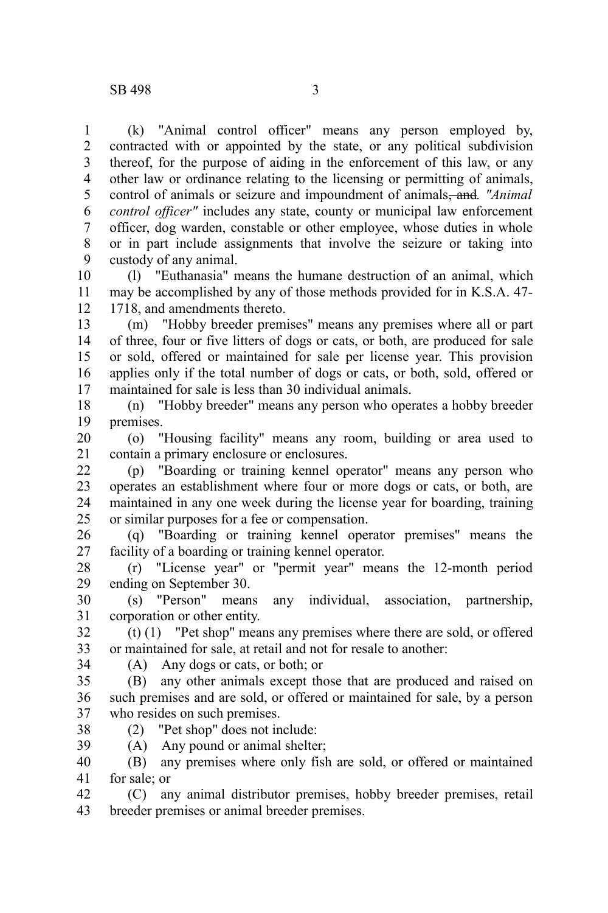(k) "Animal control officer" means any person employed by, contracted with or appointed by the state, or any political subdivision thereof, for the purpose of aiding in the enforcement of this law, or any other law or ordinance relating to the licensing or permitting of animals, control of animals or seizure and impoundment of animals~~, and~~*. "Animal control officer"* includes any state, county or municipal law enforcement officer, dog warden, constable or other employee, whose duties in whole or in part include assignments that involve the seizure or taking into custody of any animal.

(l) "Euthanasia" means the humane destruction of an animal, which may be accomplished by any of those methods provided for in K.S.A. 47-1718, and amendments thereto.

(m) "Hobby breeder premises" means any premises where all or part of three, four or five litters of dogs or cats, or both, are produced for sale or sold, offered or maintained for sale per license year. This provision applies only if the total number of dogs or cats, or both, sold, offered or maintained for sale is less than 30 individual animals.

(n) "Hobby breeder" means any person who operates a hobby breeder premises.

(o) "Housing facility" means any room, building or area used to contain a primary enclosure or enclosures.

(p) "Boarding or training kennel operator" means any person who operates an establishment where four or more dogs or cats, or both, are maintained in any one week during the license year for boarding, training or similar purposes for a fee or compensation.

(q) "Boarding or training kennel operator premises" means the facility of a boarding or training kennel operator.

(r) "License year" or "permit year" means the 12-month period ending on September 30.

(s) "Person" means any individual, association, partnership, corporation or other entity.

(t) (1) "Pet shop" means any premises where there are sold, or offered or maintained for sale, at retail and not for resale to another:

(A) Any dogs or cats, or both; or

(B) any other animals except those that are produced and raised on such premises and are sold, or offered or maintained for sale, by a person who resides on such premises.

(2) "Pet shop" does not include:

(A) Any pound or animal shelter;

(B) any premises where only fish are sold, or offered or maintained for sale; or

(C) any animal distributor premises, hobby breeder premises, retail breeder premises or animal breeder premises.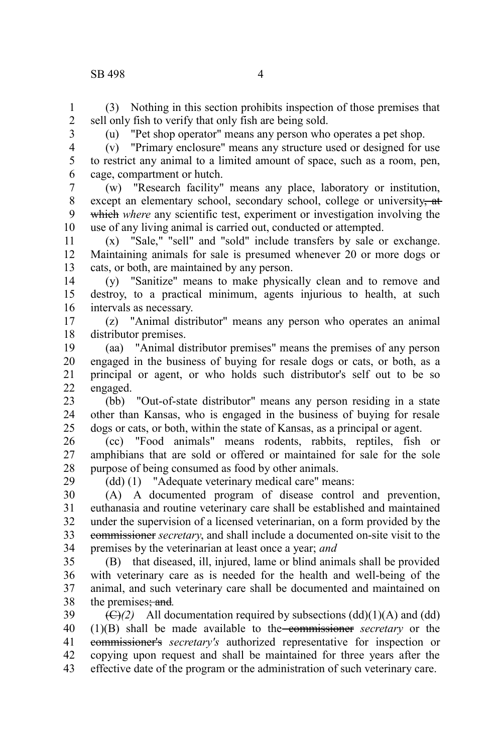(3) Nothing in this section prohibits inspection of those premises that sell only fish to verify that only fish are being sold.

(u) "Pet shop operator" means any person who operates a pet shop.

(v) "Primary enclosure" means any structure used or designed for use to restrict any animal to a limited amount of space, such as a room, pen, cage, compartment or hutch.

(w) "Research facility" means any place, laboratory or institution, except an elementary school, secondary school, college or university~~, at which~~ *where* any scientific test, experiment or investigation involving the use of any living animal is carried out, conducted or attempted.

(x) "Sale," "sell" and "sold" include transfers by sale or exchange. Maintaining animals for sale is presumed whenever 20 or more dogs or cats, or both, are maintained by any person.

(y) "Sanitize" means to make physically clean and to remove and destroy, to a practical minimum, agents injurious to health, at such intervals as necessary.

(z) "Animal distributor" means any person who operates an animal distributor premises.

(aa) "Animal distributor premises" means the premises of any person engaged in the business of buying for resale dogs or cats, or both, as a principal or agent, or who holds such distributor's self out to be so engaged.

(bb) "Out-of-state distributor" means any person residing in a state other than Kansas, who is engaged in the business of buying for resale dogs or cats, or both, within the state of Kansas, as a principal or agent.

(cc) "Food animals" means rodents, rabbits, reptiles, fish or amphibians that are sold or offered or maintained for sale for the sole purpose of being consumed as food by other animals.

(dd) (1) "Adequate veterinary medical care" means:

(A) A documented program of disease control and prevention, euthanasia and routine veterinary care shall be established and maintained under the supervision of a licensed veterinarian, on a form provided by the ~~commissioner~~ *secretary*, and shall include a documented on-site visit to the premises by the veterinarian at least once a year; *and*

(B) that diseased, ill, injured, lame or blind animals shall be provided with veterinary care as is needed for the health and well-being of the animal, and such veterinary care shall be documented and maintained on the premises~~; and~~*.*

~~(C)~~*(2)* All documentation required by subsections (dd)(1)(A) and (dd)(1)(B) shall be made available to the ~~commissioner~~ *secretary* or the ~~commissioner's~~ *secretary's* authorized representative for inspection or copying upon request and shall be maintained for three years after the effective date of the program or the administration of such veterinary care.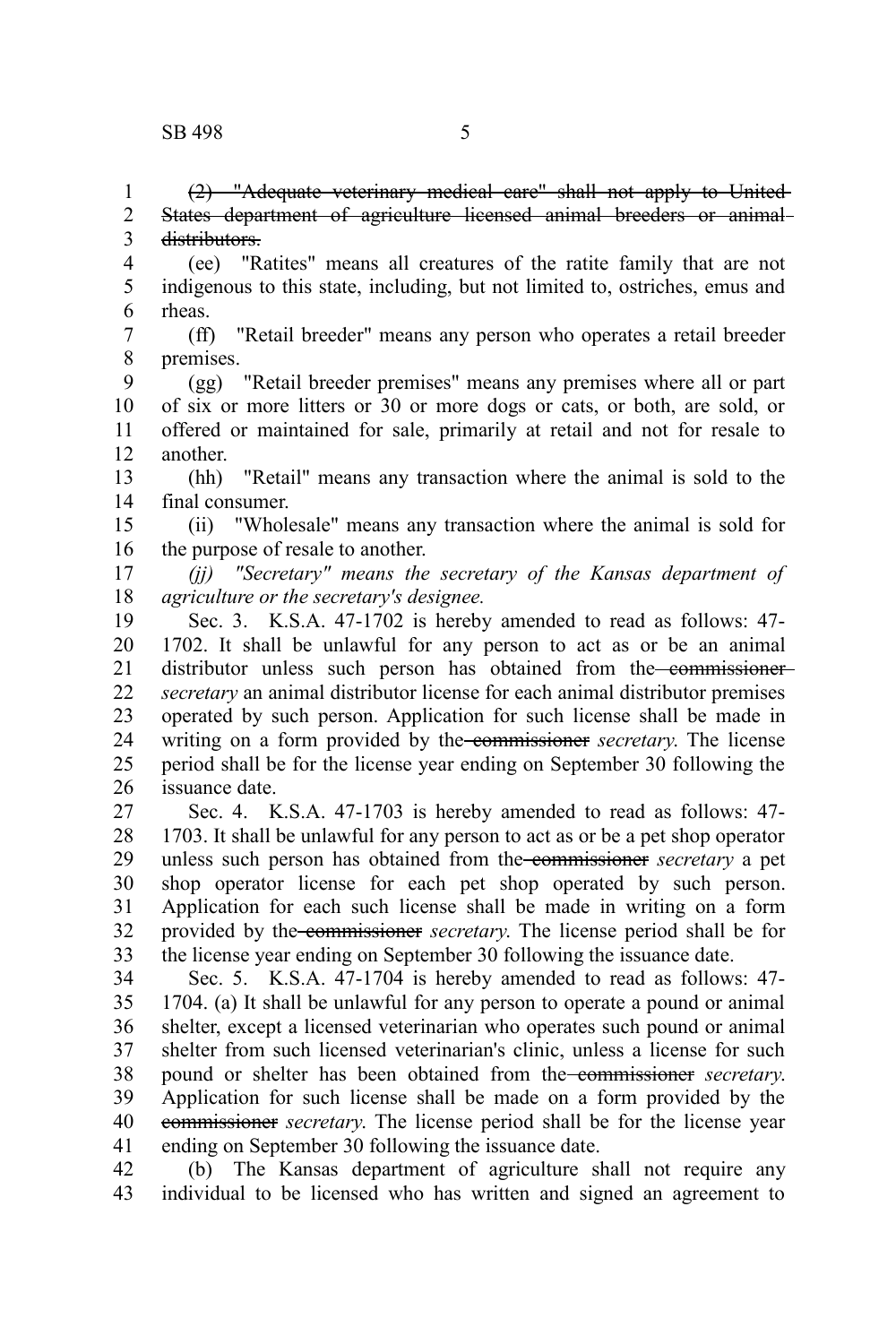~~(2) "Adequate veterinary medical care" shall not apply to United States department of agriculture licensed animal breeders or animal distributors.~~

(ee) "Ratites" means all creatures of the ratite family that are not indigenous to this state, including, but not limited to, ostriches, emus and rheas.

(ff) "Retail breeder" means any person who operates a retail breeder premises.

(gg) "Retail breeder premises" means any premises where all or part of six or more litters or 30 or more dogs or cats, or both, are sold, or offered or maintained for sale, primarily at retail and not for resale to another.

(hh) "Retail" means any transaction where the animal is sold to the final consumer.

(ii) "Wholesale" means any transaction where the animal is sold for the purpose of resale to another.

*(jj) "Secretary" means the secretary of the Kansas department of agriculture or the secretary's designee.*

Sec. 3. K.S.A. 47-1702 is hereby amended to read as follows: 47-1702. It shall be unlawful for any person to act as or be an animal distributor unless such person has obtained from the ~~commissioner~~ *secretary* an animal distributor license for each animal distributor premises operated by such person. Application for such license shall be made in writing on a form provided by the ~~commissioner~~ *secretary*. The license period shall be for the license year ending on September 30 following the issuance date.

Sec. 4. K.S.A. 47-1703 is hereby amended to read as follows: 47-1703. It shall be unlawful for any person to act as or be a pet shop operator unless such person has obtained from the ~~commissioner~~ *secretary* a pet shop operator license for each pet shop operated by such person. Application for each such license shall be made in writing on a form provided by the ~~commissioner~~ *secretary*. The license period shall be for the license year ending on September 30 following the issuance date.

Sec. 5. K.S.A. 47-1704 is hereby amended to read as follows: 47-1704. (a) It shall be unlawful for any person to operate a pound or animal shelter, except a licensed veterinarian who operates such pound or animal shelter from such licensed veterinarian's clinic, unless a license for such pound or shelter has been obtained from the ~~commissioner~~ *secretary*. Application for such license shall be made on a form provided by the ~~commissioner~~ *secretary*. The license period shall be for the license year ending on September 30 following the issuance date.

(b) The Kansas department of agriculture shall not require any individual to be licensed who has written and signed an agreement to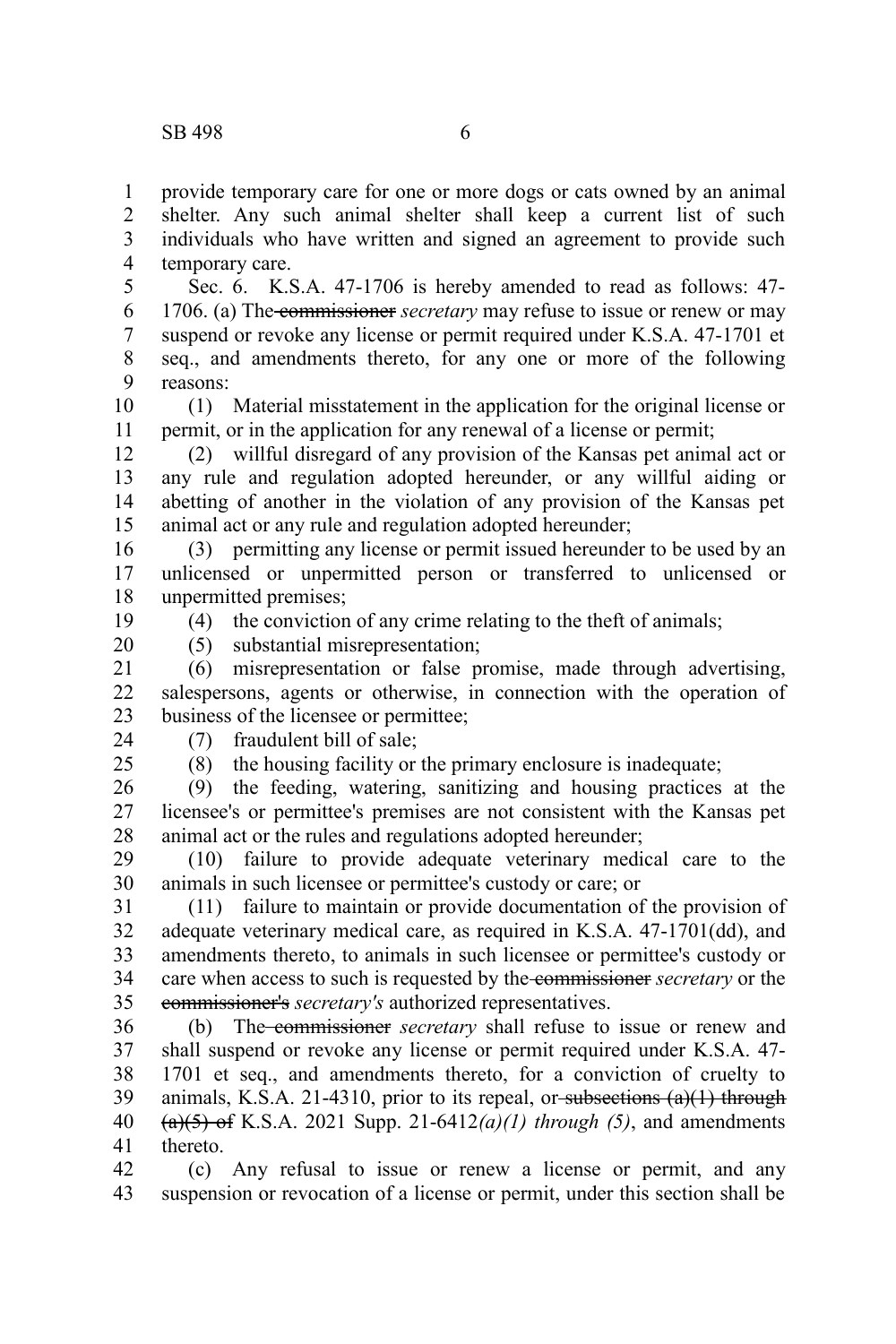provide temporary care for one or more dogs or cats owned by an animal shelter. Any such animal shelter shall keep a current list of such individuals who have written and signed an agreement to provide such temporary care.

Sec. 6. K.S.A. 47-1706 is hereby amended to read as follows: 47-1706. (a) The ~~commissioner~~ *secretary* may refuse to issue or renew or may suspend or revoke any license or permit required under K.S.A. 47-1701 et seq., and amendments thereto, for any one or more of the following reasons:

(1) Material misstatement in the application for the original license or permit, or in the application for any renewal of a license or permit;

(2) willful disregard of any provision of the Kansas pet animal act or any rule and regulation adopted hereunder, or any willful aiding or abetting of another in the violation of any provision of the Kansas pet animal act or any rule and regulation adopted hereunder;

(3) permitting any license or permit issued hereunder to be used by an unlicensed or unpermitted person or transferred to unlicensed or unpermitted premises;

(4) the conviction of any crime relating to the theft of animals;

(5) substantial misrepresentation;

(6) misrepresentation or false promise, made through advertising, salespersons, agents or otherwise, in connection with the operation of business of the licensee or permittee;

(7) fraudulent bill of sale;

(8) the housing facility or the primary enclosure is inadequate;

(9) the feeding, watering, sanitizing and housing practices at the licensee's or permittee's premises are not consistent with the Kansas pet animal act or the rules and regulations adopted hereunder;

(10) failure to provide adequate veterinary medical care to the animals in such licensee or permittee's custody or care; or

(11) failure to maintain or provide documentation of the provision of adequate veterinary medical care, as required in K.S.A. 47-1701(dd), and amendments thereto, to animals in such licensee or permittee's custody or care when access to such is requested by the ~~commissioner~~ *secretary* or the ~~commissioner's~~ *secretary's* authorized representatives.

(b) The ~~commissioner~~ *secretary* shall refuse to issue or renew and shall suspend or revoke any license or permit required under K.S.A. 47-1701 et seq., and amendments thereto, for a conviction of cruelty to animals, K.S.A. 21-4310, prior to its repeal, or ~~subsections (a)(1) through (a)(5) of~~ K.S.A. 2021 Supp. 21-6412*(a)(1) through (5)*, and amendments thereto.

(c) Any refusal to issue or renew a license or permit, and any suspension or revocation of a license or permit, under this section shall be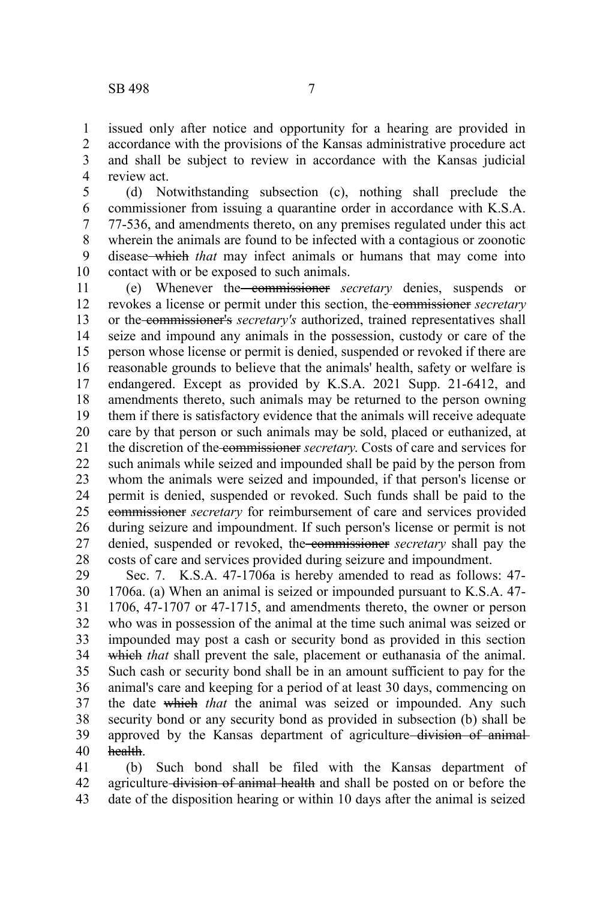issued only after notice and opportunity for a hearing are provided in accordance with the provisions of the Kansas administrative procedure act and shall be subject to review in accordance with the Kansas judicial review act.

(d) Notwithstanding subsection (c), nothing shall preclude the commissioner from issuing a quarantine order in accordance with K.S.A. 77-536, and amendments thereto, on any premises regulated under this act wherein the animals are found to be infected with a contagious or zoonotic disease ~~which~~ *that* may infect animals or humans that may come into contact with or be exposed to such animals.

(e) Whenever the ~~commissioner~~ *secretary* denies, suspends or revokes a license or permit under this section, the ~~commissioner~~ *secretary* or the ~~commissioner's~~ *secretary's* authorized, trained representatives shall seize and impound any animals in the possession, custody or care of the person whose license or permit is denied, suspended or revoked if there are reasonable grounds to believe that the animals' health, safety or welfare is endangered. Except as provided by K.S.A. 2021 Supp. 21-6412, and amendments thereto, such animals may be returned to the person owning them if there is satisfactory evidence that the animals will receive adequate care by that person or such animals may be sold, placed or euthanized, at the discretion of the ~~commissioner~~ *secretary*. Costs of care and services for such animals while seized and impounded shall be paid by the person from whom the animals were seized and impounded, if that person's license or permit is denied, suspended or revoked. Such funds shall be paid to the ~~commissioner~~ *secretary* for reimbursement of care and services provided during seizure and impoundment. If such person's license or permit is not denied, suspended or revoked, the ~~commissioner~~ *secretary* shall pay the costs of care and services provided during seizure and impoundment.

Sec. 7. K.S.A. 47-1706a is hereby amended to read as follows: 47-1706a. (a) When an animal is seized or impounded pursuant to K.S.A. 47-1706, 47-1707 or 47-1715, and amendments thereto, the owner or person who was in possession of the animal at the time such animal was seized or impounded may post a cash or security bond as provided in this section ~~which~~ *that* shall prevent the sale, placement or euthanasia of the animal. Such cash or security bond shall be in an amount sufficient to pay for the animal's care and keeping for a period of at least 30 days, commencing on the date ~~which~~ *that* the animal was seized or impounded. Any such security bond or any security bond as provided in subsection (b) shall be approved by the Kansas department of agriculture ~~division of animal health~~.

(b) Such bond shall be filed with the Kansas department of agriculture ~~division of animal health~~ and shall be posted on or before the date of the disposition hearing or within 10 days after the animal is seized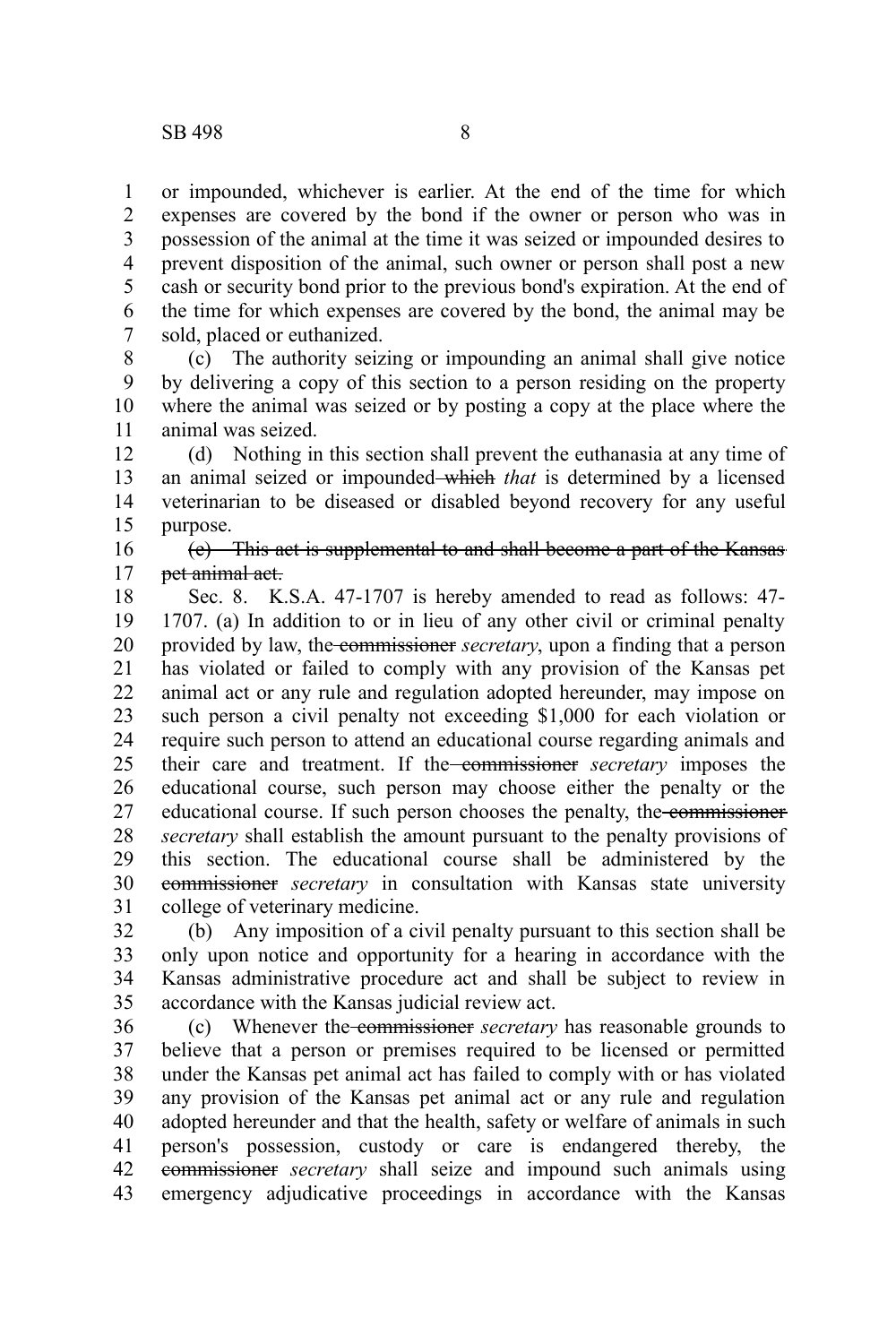or impounded, whichever is earlier. At the end of the time for which expenses are covered by the bond if the owner or person who was in possession of the animal at the time it was seized or impounded desires to prevent disposition of the animal, such owner or person shall post a new cash or security bond prior to the previous bond's expiration. At the end of the time for which expenses are covered by the bond, the animal may be sold, placed or euthanized.

(c) The authority seizing or impounding an animal shall give notice by delivering a copy of this section to a person residing on the property where the animal was seized or by posting a copy at the place where the animal was seized.

(d) Nothing in this section shall prevent the euthanasia at any time of an animal seized or impounded ~~which~~ *that* is determined by a licensed veterinarian to be diseased or disabled beyond recovery for any useful purpose.

~~(e) This act is supplemental to and shall become a part of the Kansas pet animal act.~~

Sec. 8. K.S.A. 47-1707 is hereby amended to read as follows: 47-1707. (a) In addition to or in lieu of any other civil or criminal penalty provided by law, the ~~commissioner~~ *secretary*, upon a finding that a person has violated or failed to comply with any provision of the Kansas pet animal act or any rule and regulation adopted hereunder, may impose on such person a civil penalty not exceeding $1,000 for each violation or require such person to attend an educational course regarding animals and their care and treatment. If the ~~commissioner~~ *secretary* imposes the educational course, such person may choose either the penalty or the educational course. If such person chooses the penalty, the ~~commissioner~~ *secretary* shall establish the amount pursuant to the penalty provisions of this section. The educational course shall be administered by the ~~commissioner~~ *secretary* in consultation with Kansas state university college of veterinary medicine.

(b) Any imposition of a civil penalty pursuant to this section shall be only upon notice and opportunity for a hearing in accordance with the Kansas administrative procedure act and shall be subject to review in accordance with the Kansas judicial review act.

(c) Whenever the ~~commissioner~~ *secretary* has reasonable grounds to believe that a person or premises required to be licensed or permitted under the Kansas pet animal act has failed to comply with or has violated any provision of the Kansas pet animal act or any rule and regulation adopted hereunder and that the health, safety or welfare of animals in such person's possession, custody or care is endangered thereby, the ~~commissioner~~ *secretary* shall seize and impound such animals using emergency adjudicative proceedings in accordance with the Kansas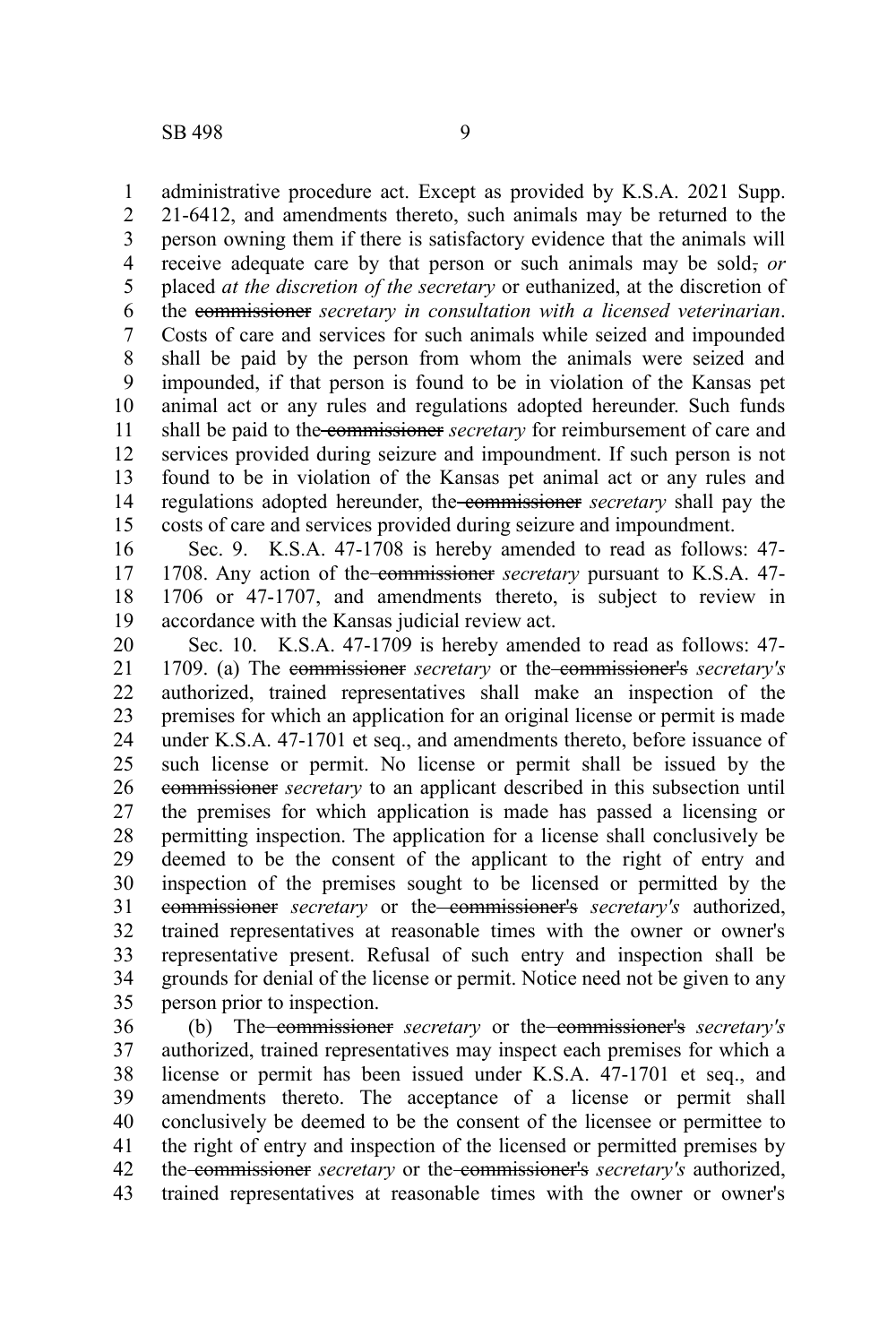administrative procedure act. Except as provided by K.S.A. 2021 Supp. 21-6412, and amendments thereto, such animals may be returned to the person owning them if there is satisfactory evidence that the animals will receive adequate care by that person or such animals may be sold~~,~~ *or* placed *at the discretion of the secretary* or euthanized, at the discretion of the ~~commissioner~~ *secretary in consultation with a licensed veterinarian*. Costs of care and services for such animals while seized and impounded shall be paid by the person from whom the animals were seized and impounded, if that person is found to be in violation of the Kansas pet animal act or any rules and regulations adopted hereunder. Such funds shall be paid to the ~~commissioner~~ *secretary* for reimbursement of care and services provided during seizure and impoundment. If such person is not found to be in violation of the Kansas pet animal act or any rules and regulations adopted hereunder, the ~~commissioner~~ *secretary* shall pay the costs of care and services provided during seizure and impoundment.

Sec. 9. K.S.A. 47-1708 is hereby amended to read as follows: 47-1708. Any action of the ~~commissioner~~ *secretary* pursuant to K.S.A. 47-1706 or 47-1707, and amendments thereto, is subject to review in accordance with the Kansas judicial review act.

Sec. 10. K.S.A. 47-1709 is hereby amended to read as follows: 47-1709. (a) The ~~commissioner~~ *secretary* or the ~~commissioner's~~ *secretary's* authorized, trained representatives shall make an inspection of the premises for which an application for an original license or permit is made under K.S.A. 47-1701 et seq., and amendments thereto, before issuance of such license or permit. No license or permit shall be issued by the ~~commissioner~~ *secretary* to an applicant described in this subsection until the premises for which application is made has passed a licensing or permitting inspection. The application for a license shall conclusively be deemed to be the consent of the applicant to the right of entry and inspection of the premises sought to be licensed or permitted by the ~~commissioner~~ *secretary* or the ~~commissioner's~~ *secretary's* authorized, trained representatives at reasonable times with the owner or owner's representative present. Refusal of such entry and inspection shall be grounds for denial of the license or permit. Notice need not be given to any person prior to inspection.

(b) The ~~commissioner~~ *secretary* or the ~~commissioner's~~ *secretary's* authorized, trained representatives may inspect each premises for which a license or permit has been issued under K.S.A. 47-1701 et seq., and amendments thereto. The acceptance of a license or permit shall conclusively be deemed to be the consent of the licensee or permittee to the right of entry and inspection of the licensed or permitted premises by the ~~commissioner~~ *secretary* or the ~~commissioner's~~ *secretary's* authorized, trained representatives at reasonable times with the owner or owner's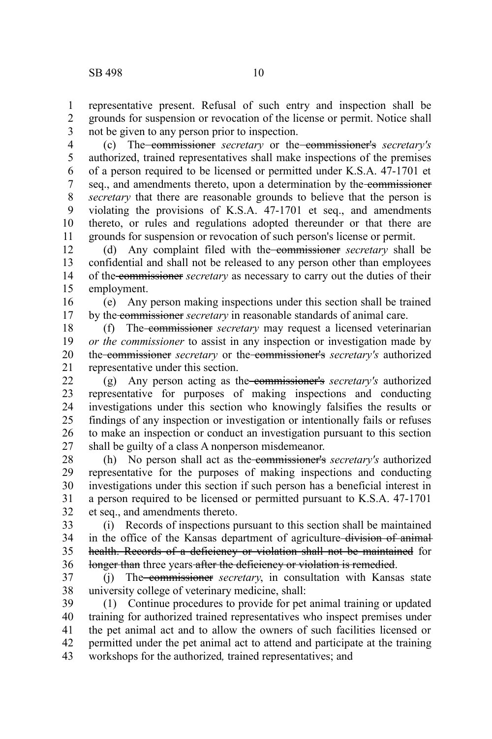representative present. Refusal of such entry and inspection shall be grounds for suspension or revocation of the license or permit. Notice shall not be given to any person prior to inspection.

(c) The ~~commissioner~~ *secretary* or the ~~commissioner's~~ *secretary's* authorized, trained representatives shall make inspections of the premises of a person required to be licensed or permitted under K.S.A. 47-1701 et seq., and amendments thereto, upon a determination by the ~~commissioner~~ *secretary* that there are reasonable grounds to believe that the person is violating the provisions of K.S.A. 47-1701 et seq., and amendments thereto, or rules and regulations adopted thereunder or that there are grounds for suspension or revocation of such person's license or permit.

(d) Any complaint filed with the ~~commissioner~~ *secretary* shall be confidential and shall not be released to any person other than employees of the ~~commissioner~~ *secretary* as necessary to carry out the duties of their employment.

(e) Any person making inspections under this section shall be trained by the ~~commissioner~~ *secretary* in reasonable standards of animal care.

(f) The ~~commissioner~~ *secretary* may request a licensed veterinarian *or the commissioner* to assist in any inspection or investigation made by the ~~commissioner~~ *secretary* or the ~~commissioner's~~ *secretary's* authorized representative under this section.

(g) Any person acting as the ~~commissioner's~~ *secretary's* authorized representative for purposes of making inspections and conducting investigations under this section who knowingly falsifies the results or findings of any inspection or investigation or intentionally fails or refuses to make an inspection or conduct an investigation pursuant to this section shall be guilty of a class A nonperson misdemeanor.

(h) No person shall act as the ~~commissioner's~~ *secretary's* authorized representative for the purposes of making inspections and conducting investigations under this section if such person has a beneficial interest in a person required to be licensed or permitted pursuant to K.S.A. 47-1701 et seq., and amendments thereto.

(i) Records of inspections pursuant to this section shall be maintained in the office of the Kansas department of agriculture ~~division of animal health. Records of a deficiency or violation shall not be maintained~~ for ~~longer than~~ three years ~~after the deficiency or violation is remedied~~.

(j) The ~~commissioner~~ *secretary*, in consultation with Kansas state university college of veterinary medicine, shall:

(1) Continue procedures to provide for pet animal training or updated training for authorized trained representatives who inspect premises under the pet animal act and to allow the owners of such facilities licensed or permitted under the pet animal act to attend and participate at the training workshops for the authorized*,* trained representatives; and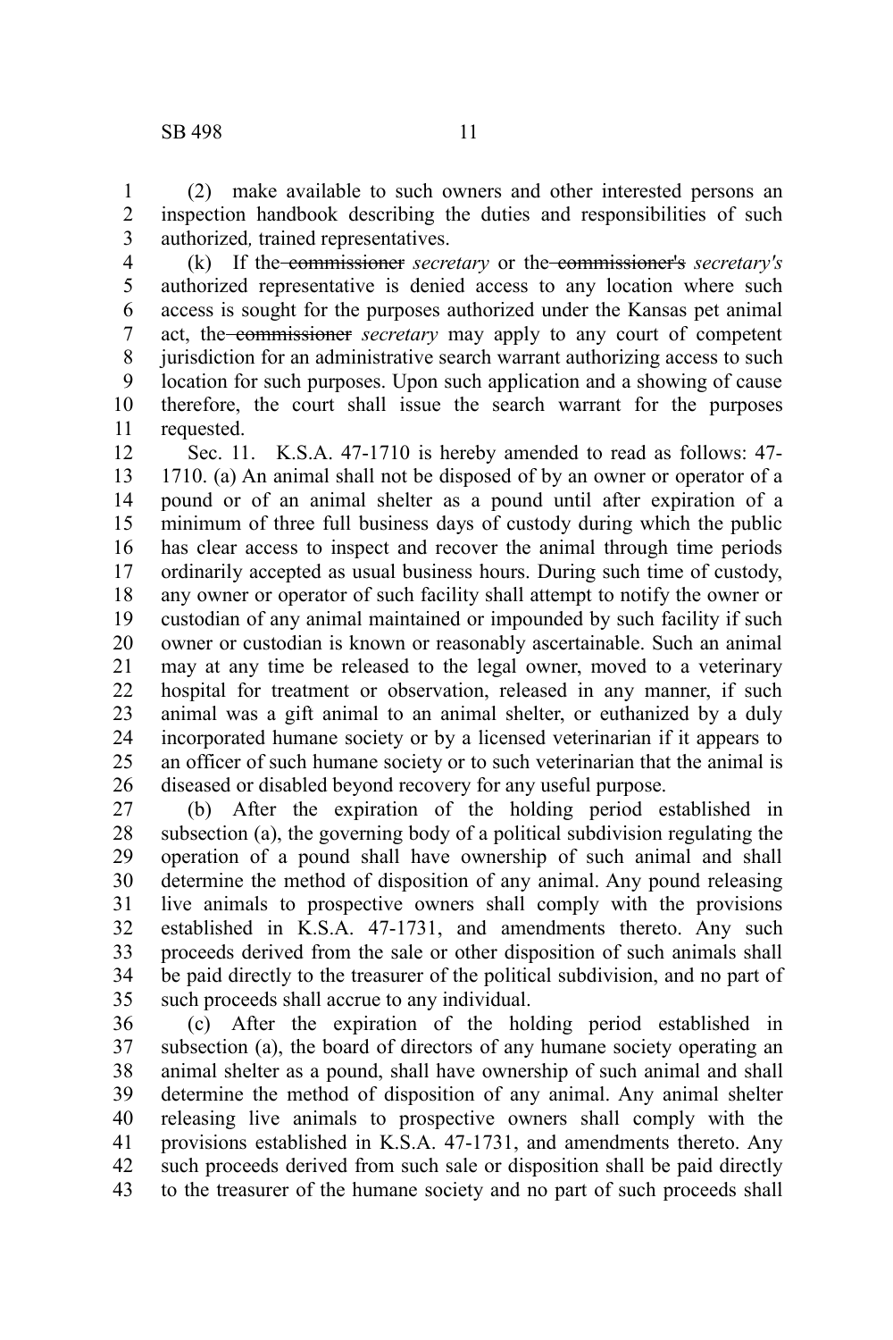(2) make available to such owners and other interested persons an inspection handbook describing the duties and responsibilities of such authorized, trained representatives.

(k) If the ~~commissioner~~ *secretary* or the ~~commissioner's~~ *secretary's* authorized representative is denied access to any location where such access is sought for the purposes authorized under the Kansas pet animal act, the ~~commissioner~~ *secretary* may apply to any court of competent jurisdiction for an administrative search warrant authorizing access to such location for such purposes. Upon such application and a showing of cause therefore, the court shall issue the search warrant for the purposes requested.

Sec. 11. K.S.A. 47-1710 is hereby amended to read as follows: 47-1710. (a) An animal shall not be disposed of by an owner or operator of a pound or of an animal shelter as a pound until after expiration of a minimum of three full business days of custody during which the public has clear access to inspect and recover the animal through time periods ordinarily accepted as usual business hours. During such time of custody, any owner or operator of such facility shall attempt to notify the owner or custodian of any animal maintained or impounded by such facility if such owner or custodian is known or reasonably ascertainable. Such an animal may at any time be released to the legal owner, moved to a veterinary hospital for treatment or observation, released in any manner, if such animal was a gift animal to an animal shelter, or euthanized by a duly incorporated humane society or by a licensed veterinarian if it appears to an officer of such humane society or to such veterinarian that the animal is diseased or disabled beyond recovery for any useful purpose.

(b) After the expiration of the holding period established in subsection (a), the governing body of a political subdivision regulating the operation of a pound shall have ownership of such animal and shall determine the method of disposition of any animal. Any pound releasing live animals to prospective owners shall comply with the provisions established in K.S.A. 47-1731, and amendments thereto. Any such proceeds derived from the sale or other disposition of such animals shall be paid directly to the treasurer of the political subdivision, and no part of such proceeds shall accrue to any individual.

(c) After the expiration of the holding period established in subsection (a), the board of directors of any humane society operating an animal shelter as a pound, shall have ownership of such animal and shall determine the method of disposition of any animal. Any animal shelter releasing live animals to prospective owners shall comply with the provisions established in K.S.A. 47-1731, and amendments thereto. Any such proceeds derived from such sale or disposition shall be paid directly to the treasurer of the humane society and no part of such proceeds shall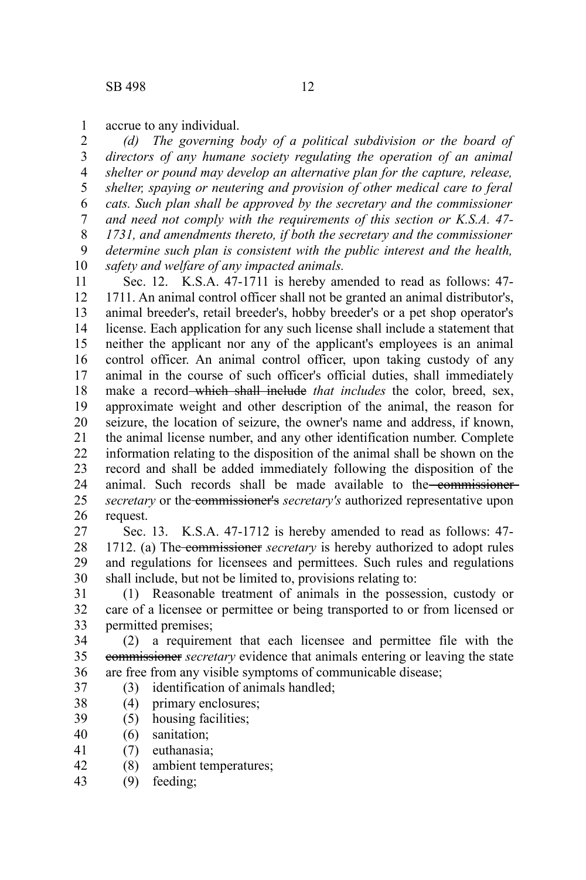accrue to any individual.

*(d) The governing body of a political subdivision or the board of directors of any humane society regulating the operation of an animal shelter or pound may develop an alternative plan for the capture, release, shelter, spaying or neutering and provision of other medical care to feral cats. Such plan shall be approved by the secretary and the commissioner and need not comply with the requirements of this section or K.S.A. 47-1731, and amendments thereto, if both the secretary and the commissioner determine such plan is consistent with the public interest and the health, safety and welfare of any impacted animals.*

Sec. 12. K.S.A. 47-1711 is hereby amended to read as follows: 47-1711. An animal control officer shall not be granted an animal distributor's, animal breeder's, retail breeder's, hobby breeder's or a pet shop operator's license. Each application for any such license shall include a statement that neither the applicant nor any of the applicant's employees is an animal control officer. An animal control officer, upon taking custody of any animal in the course of such officer's official duties, shall immediately make a record ~~which shall include~~ *that includes* the color, breed, sex, approximate weight and other description of the animal, the reason for seizure, the location of seizure, the owner's name and address, if known, the animal license number, and any other identification number. Complete information relating to the disposition of the animal shall be shown on the record and shall be added immediately following the disposition of the animal. Such records shall be made available to the ~~commissioner~~ *secretary* or the ~~commissioner's~~ *secretary's* authorized representative upon request.

Sec. 13. K.S.A. 47-1712 is hereby amended to read as follows: 47-1712. (a) The ~~commissioner~~ *secretary* is hereby authorized to adopt rules and regulations for licensees and permittees. Such rules and regulations shall include, but not be limited to, provisions relating to:

(1) Reasonable treatment of animals in the possession, custody or care of a licensee or permittee or being transported to or from licensed or permitted premises;

(2) a requirement that each licensee and permittee file with the ~~commissioner~~ *secretary* evidence that animals entering or leaving the state are free from any visible symptoms of communicable disease;

(3) identification of animals handled;

(4) primary enclosures;

(5) housing facilities;

(6) sanitation;

(7) euthanasia;

(8) ambient temperatures;

(9) feeding;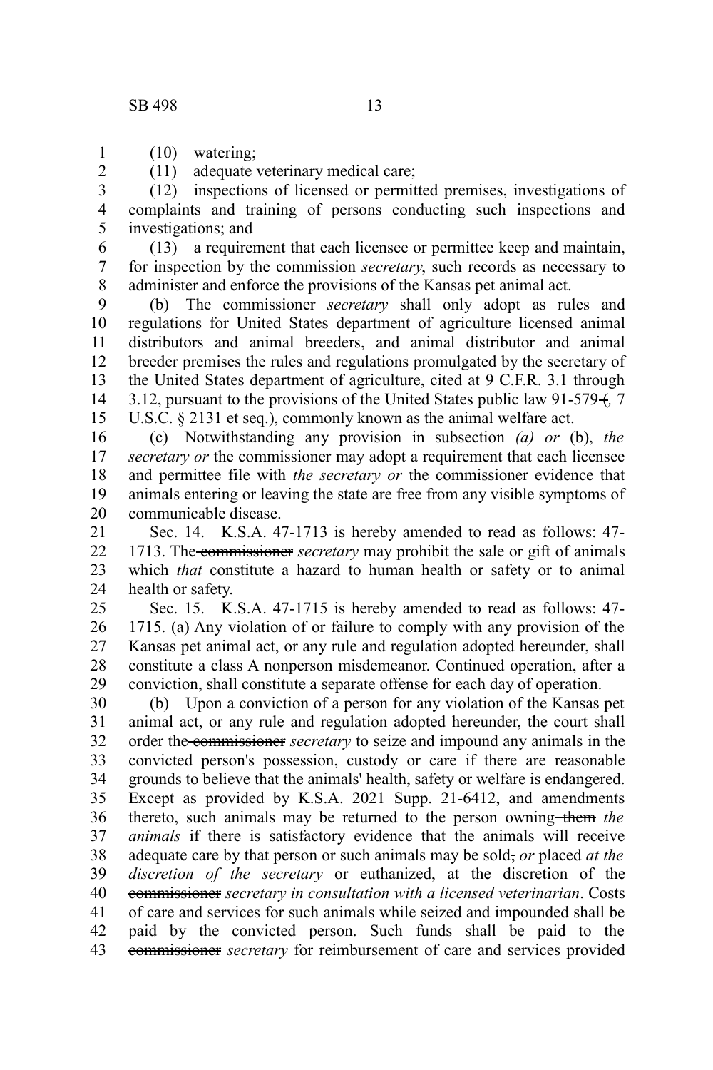(10) watering;

(11) adequate veterinary medical care;

(12) inspections of licensed or permitted premises, investigations of complaints and training of persons conducting such inspections and investigations; and

(13) a requirement that each licensee or permittee keep and maintain, for inspection by the ~~commission~~ *secretary*, such records as necessary to administer and enforce the provisions of the Kansas pet animal act.

(b) The ~~commissioner~~ *secretary* shall only adopt as rules and regulations for United States department of agriculture licensed animal distributors and animal breeders, and animal distributor and animal breeder premises the rules and regulations promulgated by the secretary of the United States department of agriculture, cited at 9 C.F.R. 3.1 through 3.12, pursuant to the provisions of the United States public law 91-579 ~~(~~*,* 7 U.S.C. § 2131 et seq.~~)~~, commonly known as the animal welfare act.

(c) Notwithstanding any provision in subsection *(a) or* (b), *the secretary or* the commissioner may adopt a requirement that each licensee and permittee file with *the secretary or* the commissioner evidence that animals entering or leaving the state are free from any visible symptoms of communicable disease.

Sec. 14. K.S.A. 47-1713 is hereby amended to read as follows: 47-1713. The ~~commissioner~~ *secretary* may prohibit the sale or gift of animals ~~which~~ *that* constitute a hazard to human health or safety or to animal health or safety.

Sec. 15. K.S.A. 47-1715 is hereby amended to read as follows: 47-1715. (a) Any violation of or failure to comply with any provision of the Kansas pet animal act, or any rule and regulation adopted hereunder, shall constitute a class A nonperson misdemeanor. Continued operation, after a conviction, shall constitute a separate offense for each day of operation.

(b) Upon a conviction of a person for any violation of the Kansas pet animal act, or any rule and regulation adopted hereunder, the court shall order the ~~commissioner~~ *secretary* to seize and impound any animals in the convicted person's possession, custody or care if there are reasonable grounds to believe that the animals' health, safety or welfare is endangered. Except as provided by K.S.A. 2021 Supp. 21-6412, and amendments thereto, such animals may be returned to the person owning ~~them~~ *the animals* if there is satisfactory evidence that the animals will receive adequate care by that person or such animals may be sold~~,~~ *or* placed *at the discretion of the secretary* or euthanized, at the discretion of the ~~commissioner~~ *secretary in consultation with a licensed veterinarian*. Costs of care and services for such animals while seized and impounded shall be paid by the convicted person. Such funds shall be paid to the ~~commissioner~~ *secretary* for reimbursement of care and services provided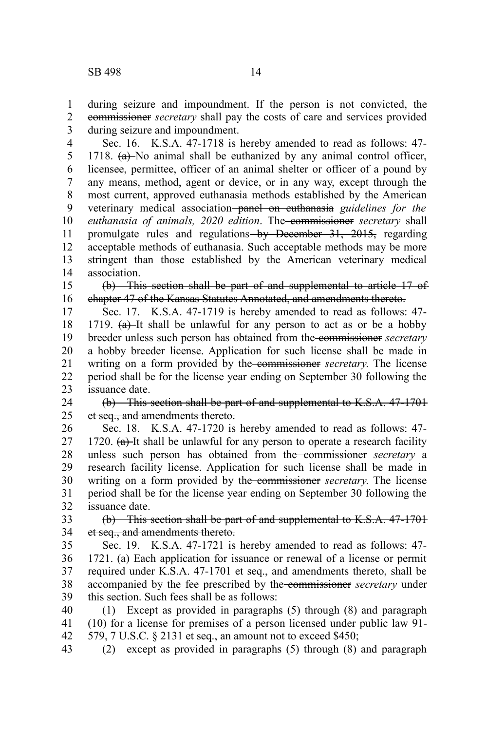during seizure and impoundment. If the person is not convicted, the ~~commissioner~~ *secretary* shall pay the costs of care and services provided during seizure and impoundment.

Sec. 16. K.S.A. 47-1718 is hereby amended to read as follows: 47-1718. ~~(a)~~ No animal shall be euthanized by any animal control officer, licensee, permittee, officer of an animal shelter or officer of a pound by any means, method, agent or device, or in any way, except through the most current, approved euthanasia methods established by the American veterinary medical association ~~panel on euthanasia~~ *guidelines for the euthanasia of animals, 2020 edition*. The ~~commissioner~~ *secretary* shall promulgate rules and regulations ~~by December 31, 2015,~~ regarding acceptable methods of euthanasia. Such acceptable methods may be more stringent than those established by the American veterinary medical association.

~~(b) This section shall be part of and supplemental to article 17 of chapter 47 of the Kansas Statutes Annotated, and amendments thereto.~~

Sec. 17. K.S.A. 47-1719 is hereby amended to read as follows: 47-1719. ~~(a)~~ It shall be unlawful for any person to act as or be a hobby breeder unless such person has obtained from the ~~commissioner~~ *secretary* a hobby breeder license. Application for such license shall be made in writing on a form provided by the ~~commissioner~~ *secretary*. The license period shall be for the license year ending on September 30 following the issuance date.

~~(b) This section shall be part of and supplemental to K.S.A. 47-1701 et seq., and amendments thereto.~~

Sec. 18. K.S.A. 47-1720 is hereby amended to read as follows: 47-1720. ~~(a)~~ It shall be unlawful for any person to operate a research facility unless such person has obtained from the ~~commissioner~~ *secretary* a research facility license. Application for such license shall be made in writing on a form provided by the ~~commissioner~~ *secretary*. The license period shall be for the license year ending on September 30 following the issuance date.

~~(b) This section shall be part of and supplemental to K.S.A. 47-1701 et seq., and amendments thereto.~~

Sec. 19. K.S.A. 47-1721 is hereby amended to read as follows: 47-1721. (a) Each application for issuance or renewal of a license or permit required under K.S.A. 47-1701 et seq., and amendments thereto, shall be accompanied by the fee prescribed by the ~~commissioner~~ *secretary* under this section. Such fees shall be as follows:

(1) Except as provided in paragraphs (5) through (8) and paragraph (10) for a license for premises of a person licensed under public law 91-579, 7 U.S.C. § 2131 et seq., an amount not to exceed $450;

(2) except as provided in paragraphs (5) through (8) and paragraph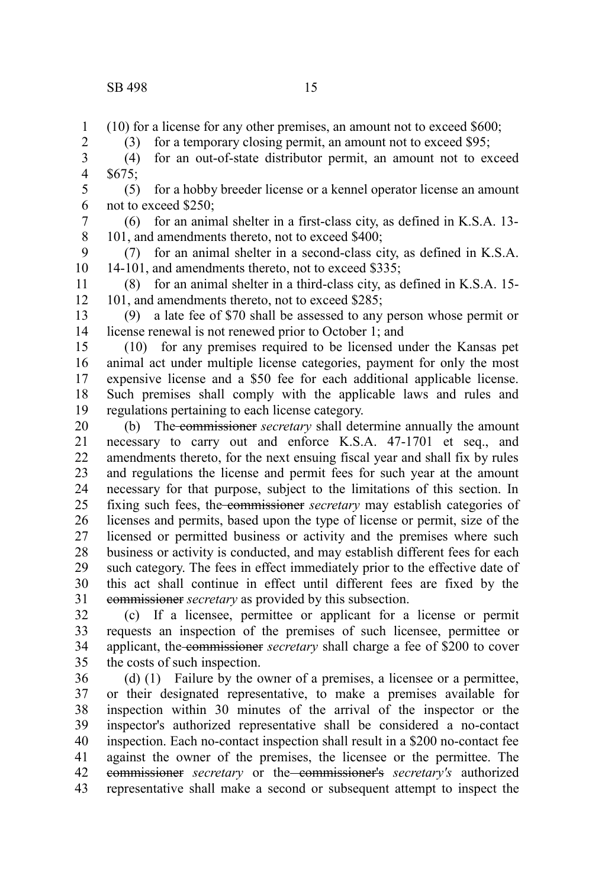(10) for a license for any other premises, an amount not to exceed $600;

(3) for a temporary closing permit, an amount not to exceed $95;

(4) for an out-of-state distributor permit, an amount not to exceed $675;

(5) for a hobby breeder license or a kennel operator license an amount not to exceed $250;

(6) for an animal shelter in a first-class city, as defined in K.S.A. 13-101, and amendments thereto, not to exceed $400;

(7) for an animal shelter in a second-class city, as defined in K.S.A. 14-101, and amendments thereto, not to exceed $335;

(8) for an animal shelter in a third-class city, as defined in K.S.A. 15-101, and amendments thereto, not to exceed $285;

(9) a late fee of $70 shall be assessed to any person whose permit or license renewal is not renewed prior to October 1; and

(10) for any premises required to be licensed under the Kansas pet animal act under multiple license categories, payment for only the most expensive license and a $50 fee for each additional applicable license. Such premises shall comply with the applicable laws and rules and regulations pertaining to each license category.

(b) The ~~commissioner~~ *secretary* shall determine annually the amount necessary to carry out and enforce K.S.A. 47-1701 et seq., and amendments thereto, for the next ensuing fiscal year and shall fix by rules and regulations the license and permit fees for such year at the amount necessary for that purpose, subject to the limitations of this section. In fixing such fees, the ~~commissioner~~ *secretary* may establish categories of licenses and permits, based upon the type of license or permit, size of the licensed or permitted business or activity and the premises where such business or activity is conducted, and may establish different fees for each such category. The fees in effect immediately prior to the effective date of this act shall continue in effect until different fees are fixed by the ~~commissioner~~ *secretary* as provided by this subsection.

(c) If a licensee, permittee or applicant for a license or permit requests an inspection of the premises of such licensee, permittee or applicant, the ~~commissioner~~ *secretary* shall charge a fee of $200 to cover the costs of such inspection.

(d) (1) Failure by the owner of a premises, a licensee or a permittee, or their designated representative, to make a premises available for inspection within 30 minutes of the arrival of the inspector or the inspector's authorized representative shall be considered a no-contact inspection. Each no-contact inspection shall result in a $200 no-contact fee against the owner of the premises, the licensee or the permittee. The ~~commissioner~~ *secretary* or the ~~commissioner's~~ *secretary's* authorized representative shall make a second or subsequent attempt to inspect the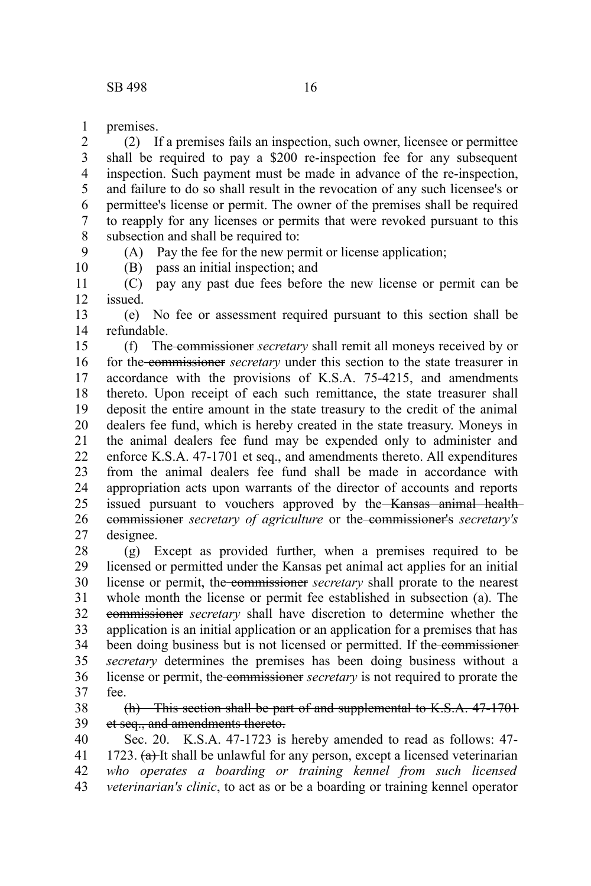premises.

(2) If a premises fails an inspection, such owner, licensee or permittee shall be required to pay a $200 re-inspection fee for any subsequent inspection. Such payment must be made in advance of the re-inspection, and failure to do so shall result in the revocation of any such licensee's or permittee's license or permit. The owner of the premises shall be required to reapply for any licenses or permits that were revoked pursuant to this subsection and shall be required to:

(A) Pay the fee for the new permit or license application;

(B) pass an initial inspection; and

(C) pay any past due fees before the new license or permit can be issued.

(e) No fee or assessment required pursuant to this section shall be refundable.

(f) The ~~commissioner~~ *secretary* shall remit all moneys received by or for the ~~commissioner~~ *secretary* under this section to the state treasurer in accordance with the provisions of K.S.A. 75-4215, and amendments thereto. Upon receipt of each such remittance, the state treasurer shall deposit the entire amount in the state treasury to the credit of the animal dealers fee fund, which is hereby created in the state treasury. Moneys in the animal dealers fee fund may be expended only to administer and enforce K.S.A. 47-1701 et seq., and amendments thereto. All expenditures from the animal dealers fee fund shall be made in accordance with appropriation acts upon warrants of the director of accounts and reports issued pursuant to vouchers approved by the ~~Kansas animal health commissioner~~ *secretary of agriculture* or the ~~commissioner's~~ *secretary's* designee.

(g) Except as provided further, when a premises required to be licensed or permitted under the Kansas pet animal act applies for an initial license or permit, the ~~commissioner~~ *secretary* shall prorate to the nearest whole month the license or permit fee established in subsection (a). The ~~commissioner~~ *secretary* shall have discretion to determine whether the application is an initial application or an application for a premises that has been doing business but is not licensed or permitted. If the ~~commissioner~~ *secretary* determines the premises has been doing business without a license or permit, the ~~commissioner~~ *secretary* is not required to prorate the fee.

~~(h) This section shall be part of and supplemental to K.S.A. 47-1701 et seq., and amendments thereto.~~

Sec. 20. K.S.A. 47-1723 is hereby amended to read as follows: 47-1723. ~~(a)~~ It shall be unlawful for any person, except a licensed veterinarian *who operates a boarding or training kennel from such licensed veterinarian's clinic*, to act as or be a boarding or training kennel operator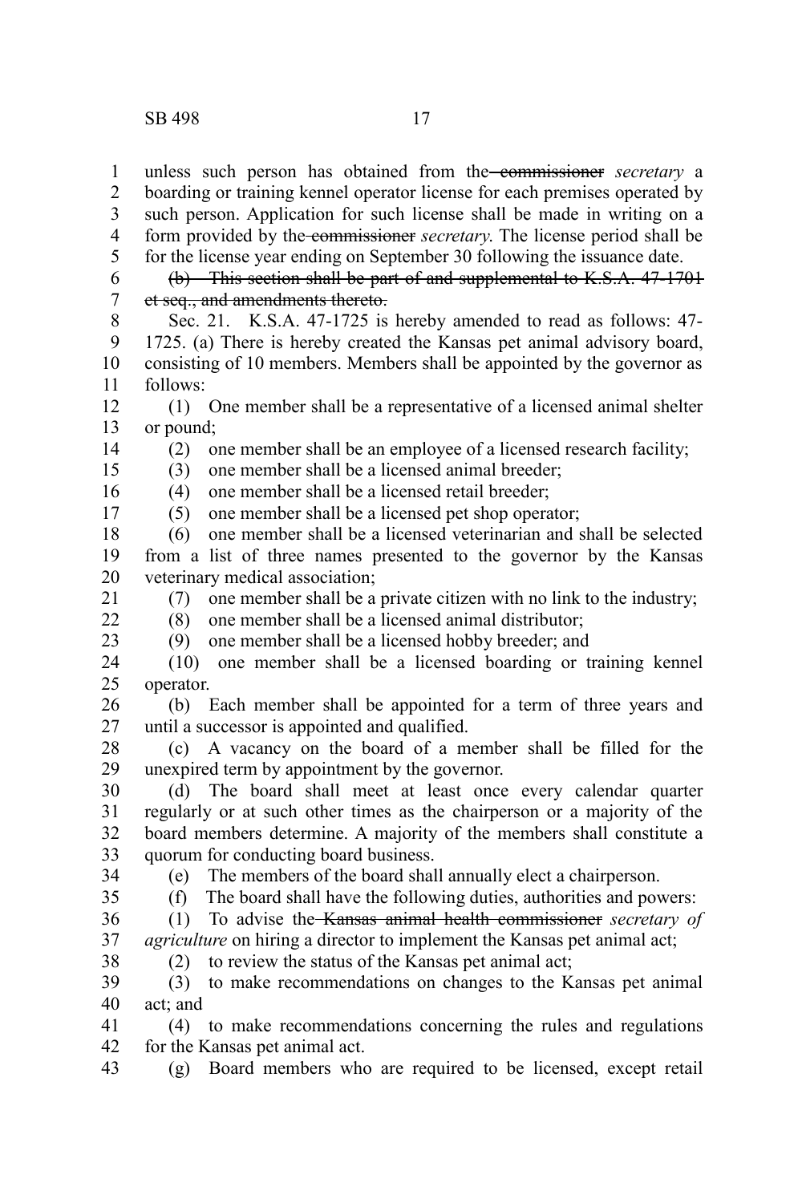unless such person has obtained from the ~~commissioner~~ *secretary* a boarding or training kennel operator license for each premises operated by such person. Application for such license shall be made in writing on a form provided by the ~~commissioner~~ *secretary*. The license period shall be for the license year ending on September 30 following the issuance date.

~~(b) This section shall be part of and supplemental to K.S.A. 47-1701 et seq., and amendments thereto.~~

Sec. 21. K.S.A. 47-1725 is hereby amended to read as follows: 47-1725. (a) There is hereby created the Kansas pet animal advisory board, consisting of 10 members. Members shall be appointed by the governor as follows:

(1) One member shall be a representative of a licensed animal shelter or pound;

(2) one member shall be an employee of a licensed research facility;

(3) one member shall be a licensed animal breeder;

(4) one member shall be a licensed retail breeder;

(5) one member shall be a licensed pet shop operator;

(6) one member shall be a licensed veterinarian and shall be selected from a list of three names presented to the governor by the Kansas veterinary medical association;

(7) one member shall be a private citizen with no link to the industry;

(8) one member shall be a licensed animal distributor;

(9) one member shall be a licensed hobby breeder; and

(10) one member shall be a licensed boarding or training kennel operator.

(b) Each member shall be appointed for a term of three years and until a successor is appointed and qualified.

(c) A vacancy on the board of a member shall be filled for the unexpired term by appointment by the governor.

(d) The board shall meet at least once every calendar quarter regularly or at such other times as the chairperson or a majority of the board members determine. A majority of the members shall constitute a quorum for conducting board business.

(e) The members of the board shall annually elect a chairperson.

(f) The board shall have the following duties, authorities and powers:

(1) To advise the ~~Kansas animal health commissioner~~ *secretary of agriculture* on hiring a director to implement the Kansas pet animal act;

(2) to review the status of the Kansas pet animal act;

(3) to make recommendations on changes to the Kansas pet animal act; and

(4) to make recommendations concerning the rules and regulations for the Kansas pet animal act.

(g) Board members who are required to be licensed, except retail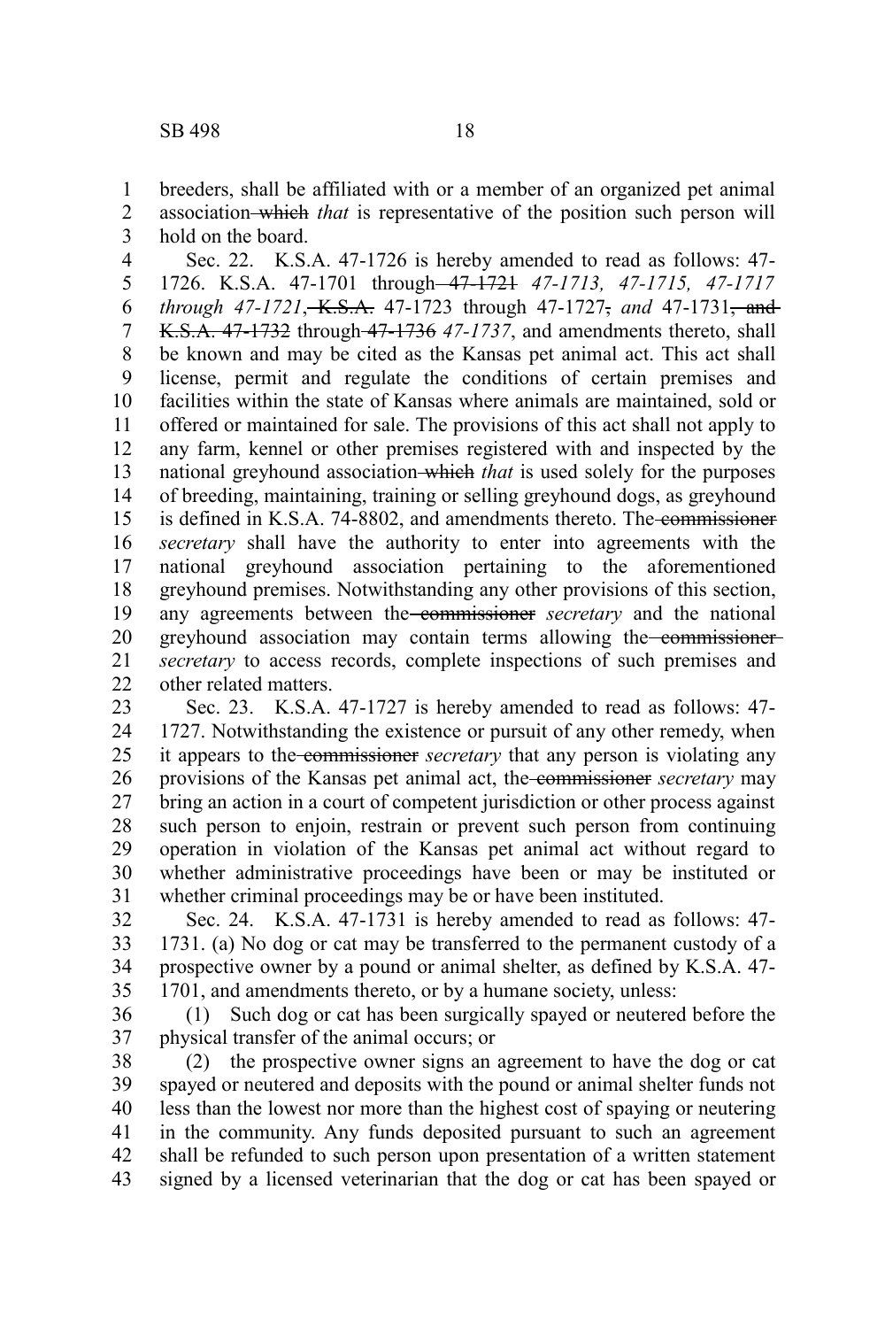breeders, shall be affiliated with or a member of an organized pet animal association ~~which~~ *that* is representative of the position such person will hold on the board.

Sec. 22. K.S.A. 47-1726 is hereby amended to read as follows: 47-1726. K.S.A. 47-1701 through ~~47-1721~~ *47-1713, 47-1715, 47-1717 through 47-1721*, ~~K.S.A.~~ 47-1723 through 47-1727~~,~~ *and* 47-1731~~, and K.S.A. 47-1732~~ through ~~47-1736~~ *47-1737*, and amendments thereto, shall be known and may be cited as the Kansas pet animal act. This act shall license, permit and regulate the conditions of certain premises and facilities within the state of Kansas where animals are maintained, sold or offered or maintained for sale. The provisions of this act shall not apply to any farm, kennel or other premises registered with and inspected by the national greyhound association ~~which~~ *that* is used solely for the purposes of breeding, maintaining, training or selling greyhound dogs, as greyhound is defined in K.S.A. 74-8802, and amendments thereto. The ~~commissioner~~ *secretary* shall have the authority to enter into agreements with the national greyhound association pertaining to the aforementioned greyhound premises. Notwithstanding any other provisions of this section, any agreements between the ~~commissioner~~ *secretary* and the national greyhound association may contain terms allowing the ~~commissioner~~ *secretary* to access records, complete inspections of such premises and other related matters.

Sec. 23. K.S.A. 47-1727 is hereby amended to read as follows: 47-1727. Notwithstanding the existence or pursuit of any other remedy, when it appears to the ~~commissioner~~ *secretary* that any person is violating any provisions of the Kansas pet animal act, the ~~commissioner~~ *secretary* may bring an action in a court of competent jurisdiction or other process against such person to enjoin, restrain or prevent such person from continuing operation in violation of the Kansas pet animal act without regard to whether administrative proceedings have been or may be instituted or whether criminal proceedings may be or have been instituted.

Sec. 24. K.S.A. 47-1731 is hereby amended to read as follows: 47-1731. (a) No dog or cat may be transferred to the permanent custody of a prospective owner by a pound or animal shelter, as defined by K.S.A. 47-1701, and amendments thereto, or by a humane society, unless:

(1) Such dog or cat has been surgically spayed or neutered before the physical transfer of the animal occurs; or

(2) the prospective owner signs an agreement to have the dog or cat spayed or neutered and deposits with the pound or animal shelter funds not less than the lowest nor more than the highest cost of spaying or neutering in the community. Any funds deposited pursuant to such an agreement shall be refunded to such person upon presentation of a written statement signed by a licensed veterinarian that the dog or cat has been spayed or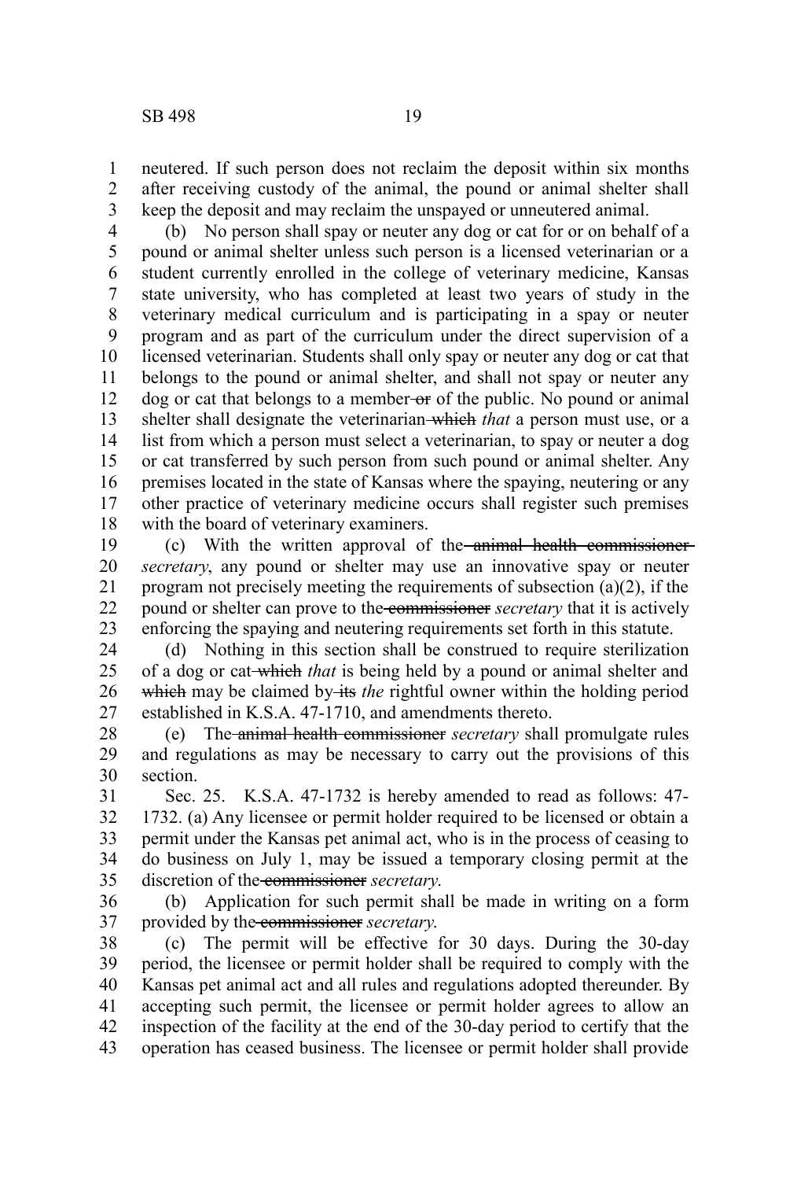neutered. If such person does not reclaim the deposit within six months after receiving custody of the animal, the pound or animal shelter shall keep the deposit and may reclaim the unspayed or unneutered animal.

(b) No person shall spay or neuter any dog or cat for or on behalf of a pound or animal shelter unless such person is a licensed veterinarian or a student currently enrolled in the college of veterinary medicine, Kansas state university, who has completed at least two years of study in the veterinary medical curriculum and is participating in a spay or neuter program and as part of the curriculum under the direct supervision of a licensed veterinarian. Students shall only spay or neuter any dog or cat that belongs to the pound or animal shelter, and shall not spay or neuter any dog or cat that belongs to a member ~~or~~ of the public. No pound or animal shelter shall designate the veterinarian ~~which~~ *that* a person must use, or a list from which a person must select a veterinarian, to spay or neuter a dog or cat transferred by such person from such pound or animal shelter. Any premises located in the state of Kansas where the spaying, neutering or any other practice of veterinary medicine occurs shall register such premises with the board of veterinary examiners.

(c) With the written approval of the ~~animal health commissioner~~ *secretary*, any pound or shelter may use an innovative spay or neuter program not precisely meeting the requirements of subsection (a)(2), if the pound or shelter can prove to the ~~commissioner~~ *secretary* that it is actively enforcing the spaying and neutering requirements set forth in this statute.

(d) Nothing in this section shall be construed to require sterilization of a dog or cat ~~which~~ *that* is being held by a pound or animal shelter and ~~which~~ may be claimed by ~~its~~ *the* rightful owner within the holding period established in K.S.A. 47-1710, and amendments thereto.

(e) The ~~animal health commissioner~~ *secretary* shall promulgate rules and regulations as may be necessary to carry out the provisions of this section.

Sec. 25. K.S.A. 47-1732 is hereby amended to read as follows: 47-1732. (a) Any licensee or permit holder required to be licensed or obtain a permit under the Kansas pet animal act, who is in the process of ceasing to do business on July 1, may be issued a temporary closing permit at the discretion of the ~~commissioner~~ *secretary.*

(b) Application for such permit shall be made in writing on a form provided by the ~~commissioner~~ *secretary.*

(c) The permit will be effective for 30 days. During the 30-day period, the licensee or permit holder shall be required to comply with the Kansas pet animal act and all rules and regulations adopted thereunder. By accepting such permit, the licensee or permit holder agrees to allow an inspection of the facility at the end of the 30-day period to certify that the operation has ceased business. The licensee or permit holder shall provide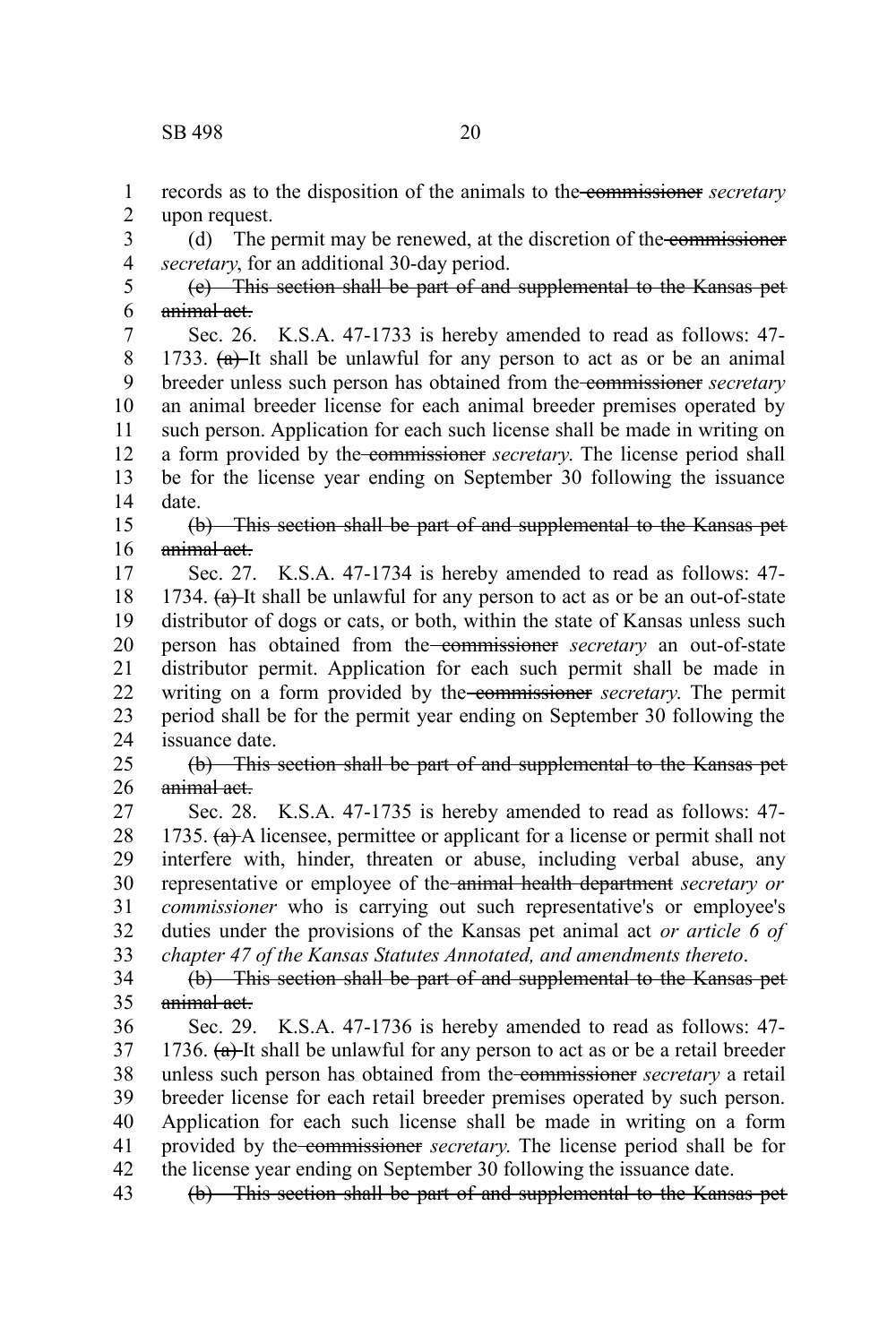records as to the disposition of the animals to the ~~commissioner~~ *secretary* upon request.

(d) The permit may be renewed, at the discretion of the ~~commissioner~~ *secretary*, for an additional 30-day period.

~~(e) This section shall be part of and supplemental to the Kansas pet animal act.~~

Sec. 26. K.S.A. 47-1733 is hereby amended to read as follows: 47-1733. ~~(a)~~ It shall be unlawful for any person to act as or be an animal breeder unless such person has obtained from the ~~commissioner~~ *secretary* an animal breeder license for each animal breeder premises operated by such person. Application for each such license shall be made in writing on a form provided by the ~~commissioner~~ *secretary*. The license period shall be for the license year ending on September 30 following the issuance date.

~~(b) This section shall be part of and supplemental to the Kansas pet animal act.~~

Sec. 27. K.S.A. 47-1734 is hereby amended to read as follows: 47-1734. ~~(a)~~ It shall be unlawful for any person to act as or be an out-of-state distributor of dogs or cats, or both, within the state of Kansas unless such person has obtained from the ~~commissioner~~ *secretary* an out-of-state distributor permit. Application for each such permit shall be made in writing on a form provided by the ~~commissioner~~ *secretary*. The permit period shall be for the permit year ending on September 30 following the issuance date.

~~(b) This section shall be part of and supplemental to the Kansas pet animal act.~~

Sec. 28. K.S.A. 47-1735 is hereby amended to read as follows: 47-1735. ~~(a)~~ A licensee, permittee or applicant for a license or permit shall not interfere with, hinder, threaten or abuse, including verbal abuse, any representative or employee of the ~~animal health department~~ *secretary or commissioner* who is carrying out such representative's or employee's duties under the provisions of the Kansas pet animal act *or article 6 of chapter 47 of the Kansas Statutes Annotated, and amendments thereto*.

~~(b) This section shall be part of and supplemental to the Kansas pet animal act.~~

Sec. 29. K.S.A. 47-1736 is hereby amended to read as follows: 47-1736. ~~(a)~~ It shall be unlawful for any person to act as or be a retail breeder unless such person has obtained from the ~~commissioner~~ *secretary* a retail breeder license for each retail breeder premises operated by such person. Application for each such license shall be made in writing on a form provided by the ~~commissioner~~ *secretary*. The license period shall be for the license year ending on September 30 following the issuance date.

~~(b) This section shall be part of and supplemental to the Kansas pet~~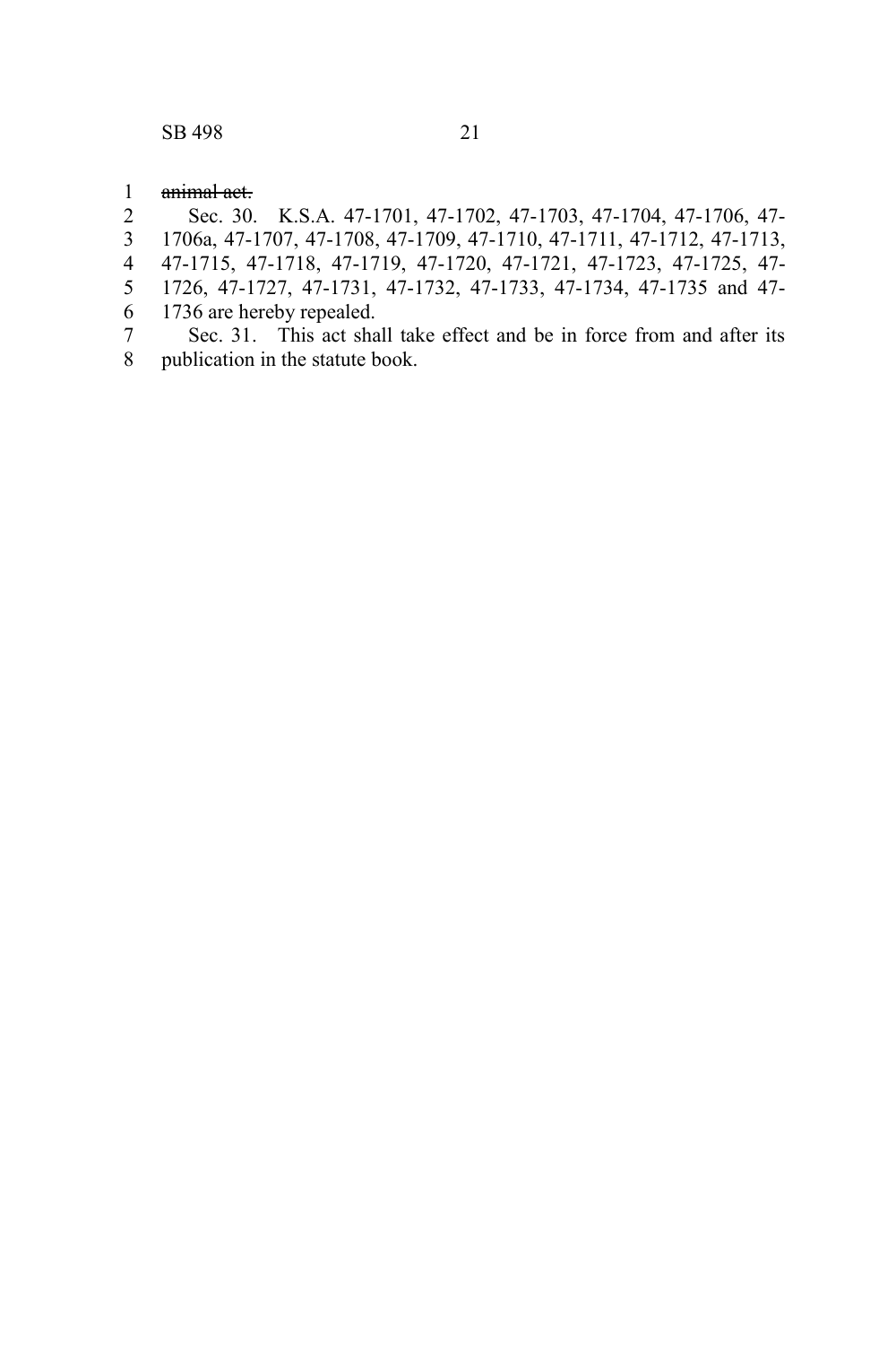~~animal act.~~

Sec. 30. K.S.A. 47-1701, 47-1702, 47-1703, 47-1704, 47-1706, 47-1706a, 47-1707, 47-1708, 47-1709, 47-1710, 47-1711, 47-1712, 47-1713, 47-1715, 47-1718, 47-1719, 47-1720, 47-1721, 47-1723, 47-1725, 47-1726, 47-1727, 47-1731, 47-1732, 47-1733, 47-1734, 47-1735 and 47-1736 are hereby repealed.

Sec. 31. This act shall take effect and be in force from and after its publication in the statute book.